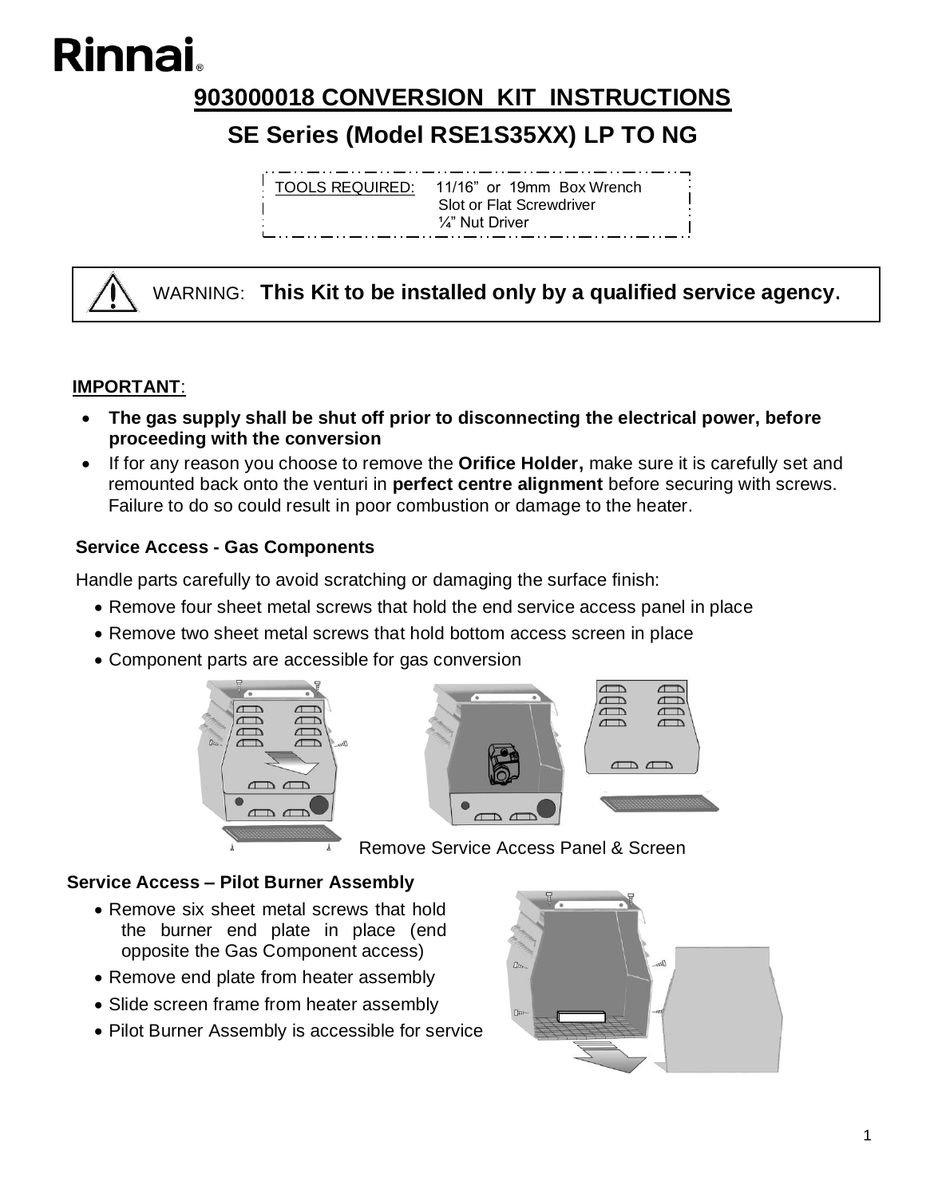# Rinnai

## 903000018 CONVERSION KIT INSTRUCTIONS

## SE Series (Model RSE1S35XX) LP TO NG

TOOLS REQUIRED: 11/16" or 19mm Box Wrench
Slot or Flat Screwdriver
¼" Nut Driver

WARNING: **This Kit to be installed only by a qualified service agency.**

**IMPORTANT**:

- **The gas supply shall be shut off prior to disconnecting the electrical power, before proceeding with the conversion**
- If for any reason you choose to remove the **Orifice Holder,** make sure it is carefully set and remounted back onto the venturi in **perfect centre alignment** before securing with screws. Failure to do so could result in poor combustion or damage to the heater.

### Service Access - Gas Components

Handle parts carefully to avoid scratching or damaging the surface finish:

- Remove four sheet metal screws that hold the end service access panel in place
- Remove two sheet metal screws that hold bottom access screen in place
- Component parts are accessible for gas conversion

Remove Service Access Panel & Screen

### Service Access – Pilot Burner Assembly

- Remove six sheet metal screws that hold the burner end plate in place (end opposite the Gas Component access)
- Remove end plate from heater assembly
- Slide screen frame from heater assembly
- Pilot Burner Assembly is accessible for service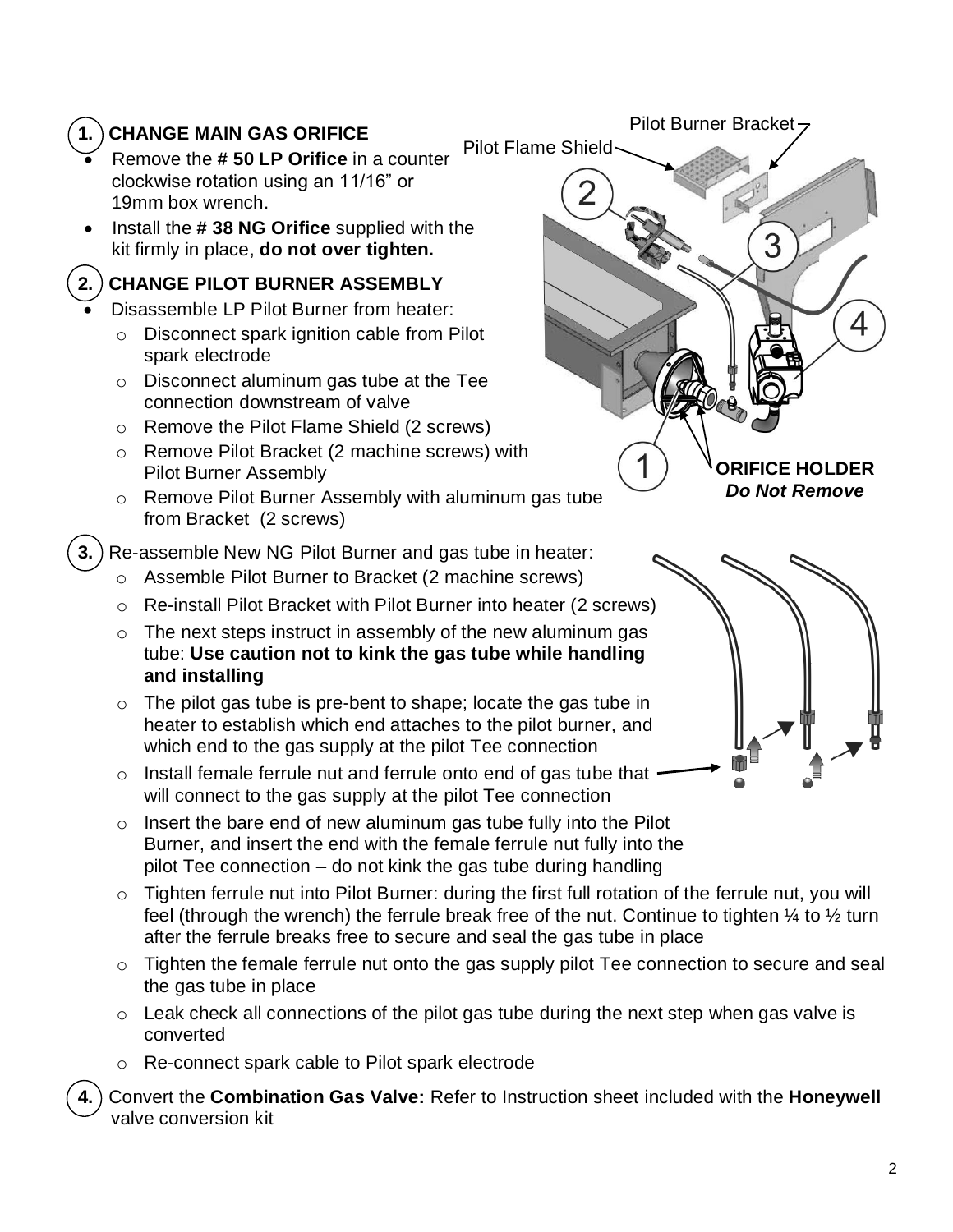## 1. CHANGE MAIN GAS ORIFICE

- Remove the **# 50 LP Orifice** in a counter clockwise rotation using an 11/16" or 19mm box wrench.
- Install the **# 38 NG Orifice** supplied with the kit firmly in place, **do not over tighten.**

## 2. CHANGE PILOT BURNER ASSEMBLY

- Disassemble LP Pilot Burner from heater:
  - Disconnect spark ignition cable from Pilot spark electrode
  - Disconnect aluminum gas tube at the Tee connection downstream of valve
  - Remove the Pilot Flame Shield (2 screws)
  - Remove Pilot Bracket (2 machine screws) with Pilot Burner Assembly
  - Remove Pilot Burner Assembly with aluminum gas tube from Bracket (2 screws)

Pilot Burner Bracket

Pilot Flame Shield

**ORIFICE HOLDER**
***Do Not Remove***

## 3. Re-assemble New NG Pilot Burner and gas tube in heater:

- Assemble Pilot Burner to Bracket (2 machine screws)
- Re-install Pilot Bracket with Pilot Burner into heater (2 screws)
- The next steps instruct in assembly of the new aluminum gas tube: **Use caution not to kink the gas tube while handling and installing**
- The pilot gas tube is pre-bent to shape; locate the gas tube in heater to establish which end attaches to the pilot burner, and which end to the gas supply at the pilot Tee connection
- Install female ferrule nut and ferrule onto end of gas tube that will connect to the gas supply at the pilot Tee connection
- Insert the bare end of new aluminum gas tube fully into the Pilot Burner, and insert the end with the female ferrule nut fully into the pilot Tee connection – do not kink the gas tube during handling
- Tighten ferrule nut into Pilot Burner: during the first full rotation of the ferrule nut, you will feel (through the wrench) the ferrule break free of the nut. Continue to tighten ¼ to ½ turn after the ferrule breaks free to secure and seal the gas tube in place
- Tighten the female ferrule nut onto the gas supply pilot Tee connection to secure and seal the gas tube in place
- Leak check all connections of the pilot gas tube during the next step when gas valve is converted
- Re-connect spark cable to Pilot spark electrode

## 4. Convert the **Combination Gas Valve:** Refer to Instruction sheet included with the **Honeywell** valve conversion kit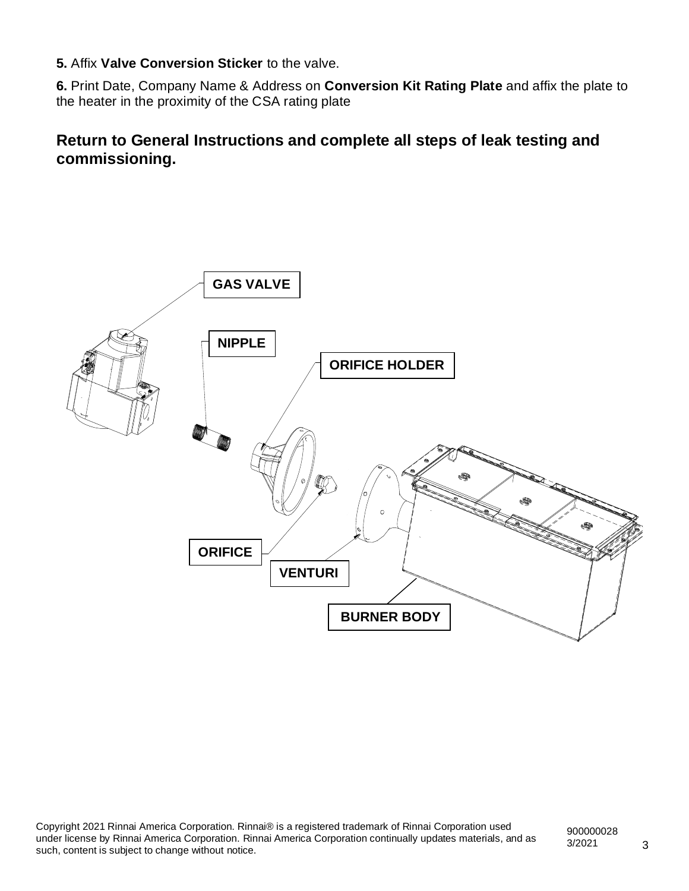**5.** Affix **Valve Conversion Sticker** to the valve.

**6.** Print Date, Company Name & Address on **Conversion Kit Rating Plate** and affix the plate to the heater in the proximity of the CSA rating plate

## Return to General Instructions and complete all steps of leak testing and commissioning.

GAS VALVE

NIPPLE

ORIFICE HOLDER

ORIFICE

VENTURI

BURNER BODY

Copyright 2021 Rinnai America Corporation. Rinnai® is a registered trademark of Rinnai Corporation used under license by Rinnai America Corporation. Rinnai America Corporation continually updates materials, and as such, content is subject to change without notice.

900000028
3/2021